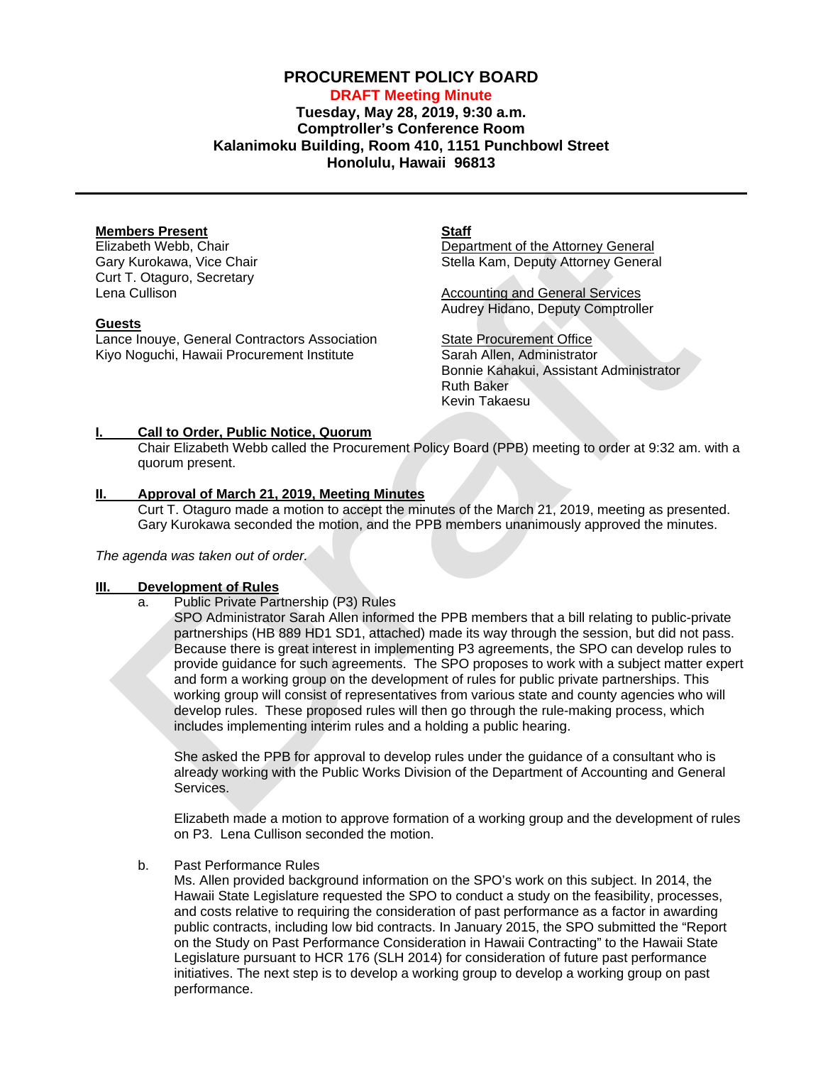# PROCUREMENT POLICY BOARD

**DRAFT Meeting Minute**

**Tuesday, May 28, 2019, 9:30 a.m.**
**Comptroller's Conference Room**
**Kalanimoku Building, Room 410, 1151 Punchbowl Street**
**Honolulu, Hawaii 96813**

---

**Members Present**
Elizabeth Webb, Chair
Gary Kurokawa, Vice Chair
Curt T. Otaguro, Secretary
Lena Cullison

**Guests**
Lance Inouye, General Contractors Association
Kiyo Noguchi, Hawaii Procurement Institute

**Staff**

Department of the Attorney General
Stella Kam, Deputy Attorney General

Accounting and General Services
Audrey Hidano, Deputy Comptroller

State Procurement Office
Sarah Allen, Administrator
Bonnie Kahakui, Assistant Administrator
Ruth Baker
Kevin Takaesu

## I. Call to Order, Public Notice, Quorum

Chair Elizabeth Webb called the Procurement Policy Board (PPB) meeting to order at 9:32 am. with a quorum present.

## II. Approval of March 21, 2019, Meeting Minutes

Curt T. Otaguro made a motion to accept the minutes of the March 21, 2019, meeting as presented. Gary Kurokawa seconded the motion, and the PPB members unanimously approved the minutes.

*The agenda was taken out of order.*

## III. Development of Rules

a. Public Private Partnership (P3) Rules

SPO Administrator Sarah Allen informed the PPB members that a bill relating to public-private partnerships (HB 889 HD1 SD1, attached) made its way through the session, but did not pass. Because there is great interest in implementing P3 agreements, the SPO can develop rules to provide guidance for such agreements. The SPO proposes to work with a subject matter expert and form a working group on the development of rules for public private partnerships. This working group will consist of representatives from various state and county agencies who will develop rules. These proposed rules will then go through the rule-making process, which includes implementing interim rules and a holding a public hearing.

She asked the PPB for approval to develop rules under the guidance of a consultant who is already working with the Public Works Division of the Department of Accounting and General Services.

Elizabeth made a motion to approve formation of a working group and the development of rules on P3. Lena Cullison seconded the motion.

b. Past Performance Rules

Ms. Allen provided background information on the SPO's work on this subject. In 2014, the Hawaii State Legislature requested the SPO to conduct a study on the feasibility, processes, and costs relative to requiring the consideration of past performance as a factor in awarding public contracts, including low bid contracts. In January 2015, the SPO submitted the "Report on the Study on Past Performance Consideration in Hawaii Contracting" to the Hawaii State Legislature pursuant to HCR 176 (SLH 2014) for consideration of future past performance initiatives. The next step is to develop a working group to develop a working group on past performance.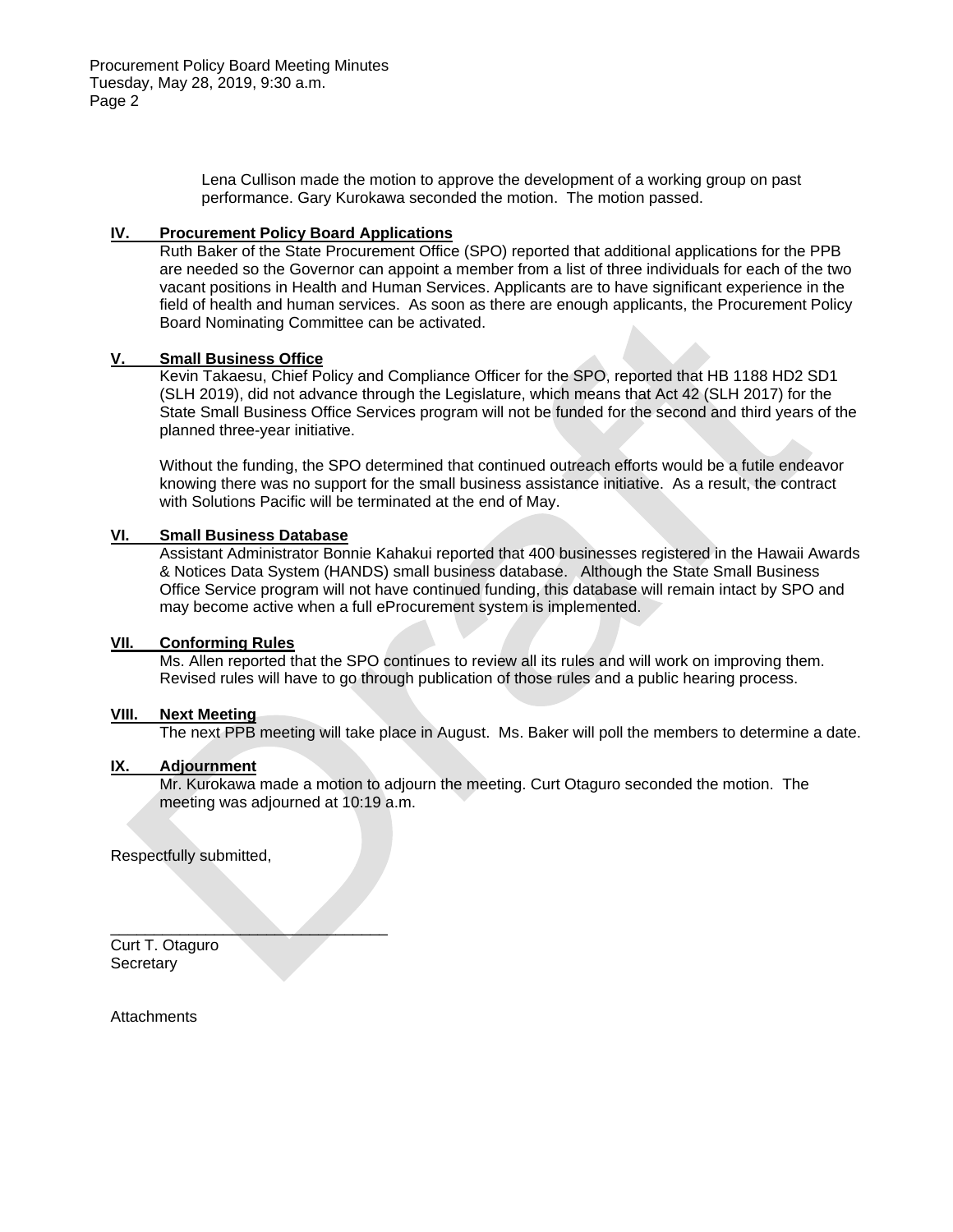Lena Cullison made the motion to approve the development of a working group on past performance. Gary Kurokawa seconded the motion. The motion passed.

## IV. Procurement Policy Board Applications

Ruth Baker of the State Procurement Office (SPO) reported that additional applications for the PPB are needed so the Governor can appoint a member from a list of three individuals for each of the two vacant positions in Health and Human Services. Applicants are to have significant experience in the field of health and human services. As soon as there are enough applicants, the Procurement Policy Board Nominating Committee can be activated.

## V. Small Business Office

Kevin Takaesu, Chief Policy and Compliance Officer for the SPO, reported that HB 1188 HD2 SD1 (SLH 2019), did not advance through the Legislature, which means that Act 42 (SLH 2017) for the State Small Business Office Services program will not be funded for the second and third years of the planned three-year initiative.

Without the funding, the SPO determined that continued outreach efforts would be a futile endeavor knowing there was no support for the small business assistance initiative. As a result, the contract with Solutions Pacific will be terminated at the end of May.

## VI. Small Business Database

Assistant Administrator Bonnie Kahakui reported that 400 businesses registered in the Hawaii Awards & Notices Data System (HANDS) small business database. Although the State Small Business Office Service program will not have continued funding, this database will remain intact by SPO and may become active when a full eProcurement system is implemented.

## VII. Conforming Rules

Ms. Allen reported that the SPO continues to review all its rules and will work on improving them. Revised rules will have to go through publication of those rules and a public hearing process.

## VIII. Next Meeting

The next PPB meeting will take place in August. Ms. Baker will poll the members to determine a date.

## IX. Adjournment

Mr. Kurokawa made a motion to adjourn the meeting. Curt Otaguro seconded the motion. The meeting was adjourned at 10:19 a.m.

Respectfully submitted,

\_\_\_\_\_\_\_\_\_\_\_\_\_\_\_\_\_\_\_\_\_\_\_\_\_\_\_\_\_\_\_\_

Curt T. Otaguro
Secretary

Attachments